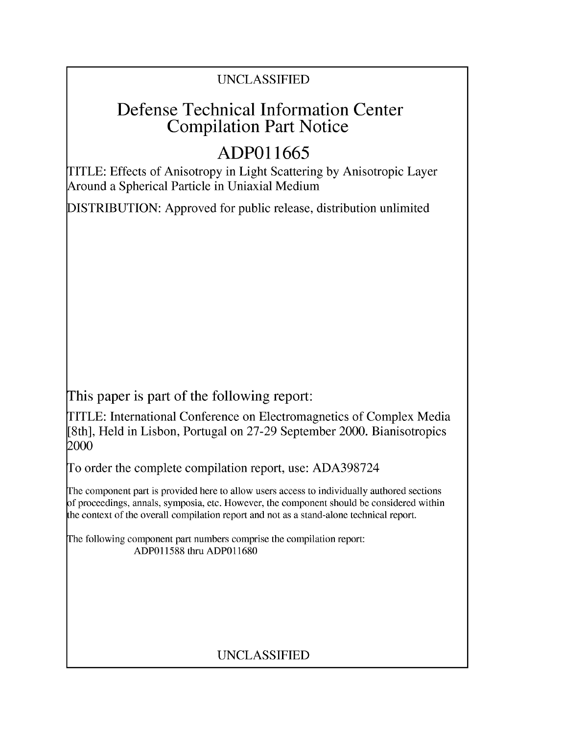UNCLASSIFIED

# Defense Technical Information Center Compilation Part Notice

# ADP011665

TITLE: Effects of Anisotropy in Light Scattering by Anisotropic Layer Around a Spherical Particle in Uniaxial Medium

DISTRIBUTION: Approved for public release, distribution unlimited

This paper is part of the following report:

TITLE: International Conference on Electromagnetics of Complex Media [8th], Held in Lisbon, Portugal on 27-29 September 2000. Bianisotropics 2000

To order the complete compilation report, use: ADA398724

The component part is provided here to allow users access to individually authored sections of proceedings, annals, symposia, etc. However, the component should be considered within the context of the overall compilation report and not as a stand-alone technical report.

The following component part numbers comprise the compilation report:
ADP011588 thru ADP011680

UNCLASSIFIED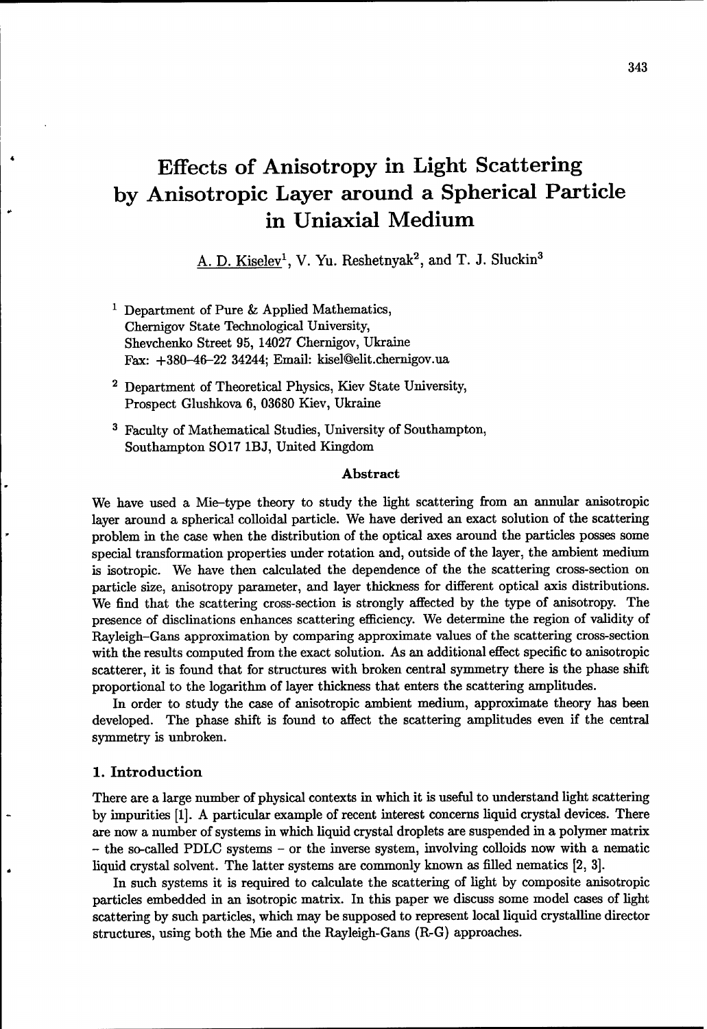# Effects of Anisotropy in Light Scattering by Anisotropic Layer around a Spherical Particle in Uniaxial Medium

A. D. Kiselev[1], V. Yu. Reshetnyak[2], and T. J. Sluckin[3]

[1] Department of Pure & Applied Mathematics, Chernigov State Technological University, Shevchenko Street 95, 14027 Chernigov, Ukraine
Fax: +380–46–22 34244; Email: kisel@elit.chernigov.ua

[2] Department of Theoretical Physics, Kiev State University, Prospect Glushkova 6, 03680 Kiev, Ukraine

[3] Faculty of Mathematical Studies, University of Southampton, Southampton SO17 1BJ, United Kingdom

### Abstract

We have used a Mie–type theory to study the light scattering from an annular anisotropic layer around a spherical colloidal particle. We have derived an exact solution of the scattering problem in the case when the distribution of the optical axes around the particles posses some special transformation properties under rotation and, outside of the layer, the ambient medium is isotropic. We have then calculated the dependence of the the scattering cross-section on particle size, anisotropy parameter, and layer thickness for different optical axis distributions. We find that the scattering cross-section is strongly affected by the type of anisotropy. The presence of disclinations enhances scattering efficiency. We determine the region of validity of Rayleigh–Gans approximation by comparing approximate values of the scattering cross-section with the results computed from the exact solution. As an additional effect specific to anisotropic scatterer, it is found that for structures with broken central symmetry there is the phase shift proportional to the logarithm of layer thickness that enters the scattering amplitudes.

In order to study the case of anisotropic ambient medium, approximate theory has been developed. The phase shift is found to affect the scattering amplitudes even if the central symmetry is unbroken.

## 1. Introduction

There are a large number of physical contexts in which it is useful to understand light scattering by impurities [1]. A particular example of recent interest concerns liquid crystal devices. There are now a number of systems in which liquid crystal droplets are suspended in a polymer matrix – the so-called PDLC systems – or the inverse system, involving colloids now with a nematic liquid crystal solvent. The latter systems are commonly known as filled nematics [2, 3].

In such systems it is required to calculate the scattering of light by composite anisotropic particles embedded in an isotropic matrix. In this paper we discuss some model cases of light scattering by such particles, which may be supposed to represent local liquid crystalline director structures, using both the Mie and the Rayleigh-Gans (R-G) approaches.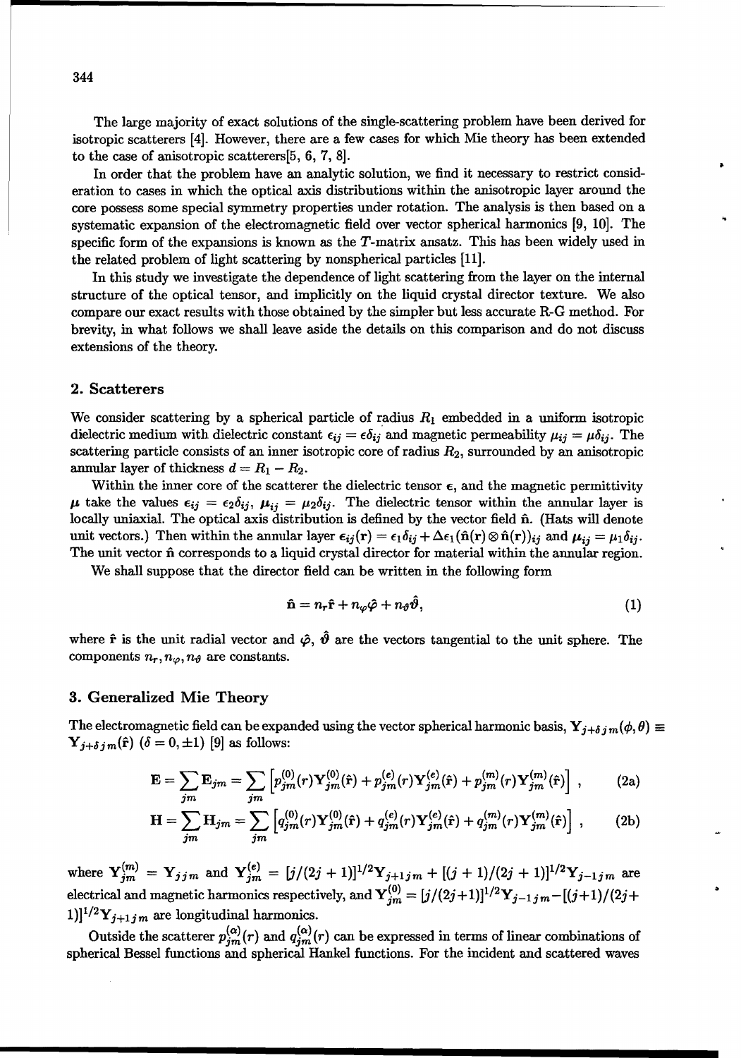The large majority of exact solutions of the single-scattering problem have been derived for isotropic scatterers [4]. However, there are a few cases for which Mie theory has been extended to the case of anisotropic scatterers[5, 6, 7, 8].

In order that the problem have an analytic solution, we find it necessary to restrict consideration to cases in which the optical axis distributions within the anisotropic layer around the core possess some special symmetry properties under rotation. The analysis is then based on a systematic expansion of the electromagnetic field over vector spherical harmonics [9, 10]. The specific form of the expansions is known as the $T$-matrix ansatz. This has been widely used in the related problem of light scattering by nonspherical particles [11].

In this study we investigate the dependence of light scattering from the layer on the internal structure of the optical tensor, and implicitly on the liquid crystal director texture. We also compare our exact results with those obtained by the simpler but less accurate R-G method. For brevity, in what follows we shall leave aside the details on this comparison and do not discuss extensions of the theory.

## 2. Scatterers

We consider scattering by a spherical particle of radius $R_1$ embedded in a uniform isotropic dielectric medium with dielectric constant $\epsilon_{ij} = \epsilon\delta_{ij}$ and magnetic permeability $\mu_{ij} = \mu\delta_{ij}$. The scattering particle consists of an inner isotropic core of radius $R_2$, surrounded by an anisotropic annular layer of thickness $d = R_1 - R_2$.

Within the inner core of the scatterer the dielectric tensor $\epsilon$, and the magnetic permittivity $\mu$ take the values $\epsilon_{ij} = \epsilon_2\delta_{ij}$, $\mu_{ij} = \mu_2\delta_{ij}$. The dielectric tensor within the annular layer is locally uniaxial. The optical axis distribution is defined by the vector field $\hat{\mathbf{n}}$. (Hats will denote unit vectors.) Then within the annular layer $\epsilon_{ij}(\mathbf{r}) = \epsilon_1\delta_{ij} + \Delta\epsilon_1(\hat{\mathbf{n}}(\mathbf{r})\otimes\hat{\mathbf{n}}(\mathbf{r}))_{ij}$ and $\mu_{ij} = \mu_1\delta_{ij}$. The unit vector $\hat{\mathbf{n}}$ corresponds to a liquid crystal director for material within the annular region.

We shall suppose that the director field can be written in the following form

$$\hat{\mathbf{n}} = n_r\hat{\mathbf{r}} + n_\varphi\hat{\boldsymbol{\varphi}} + n_\vartheta\hat{\boldsymbol{\vartheta}}, \tag{1}$$

where $\hat{\mathbf{r}}$ is the unit radial vector and $\hat{\boldsymbol{\varphi}}$, $\hat{\boldsymbol{\vartheta}}$ are the vectors tangential to the unit sphere. The components $n_r, n_\varphi, n_\vartheta$ are constants.

## 3. Generalized Mie Theory

The electromagnetic field can be expanded using the vector spherical harmonic basis, $\mathbf{Y}_{j+\delta\, j\, m}(\phi,\theta) \equiv \mathbf{Y}_{j+\delta\, j\, m}(\hat{\mathbf{r}})$ $(\delta = 0, \pm 1)$ [9] as follows:

$$\mathbf{E} = \sum_{jm}\mathbf{E}_{jm} = \sum_{jm}\left[p^{(0)}_{jm}(r)\mathbf{Y}^{(0)}_{jm}(\hat{\mathbf{r}}) + p^{(e)}_{jm}(r)\mathbf{Y}^{(e)}_{jm}(\hat{\mathbf{r}}) + p^{(m)}_{jm}(r)\mathbf{Y}^{(m)}_{jm}(\hat{\mathbf{r}})\right], \tag{2a}$$

$$\mathbf{H} = \sum_{jm}\mathbf{H}_{jm} = \sum_{jm}\left[q^{(0)}_{jm}(r)\mathbf{Y}^{(0)}_{jm}(\hat{\mathbf{r}}) + q^{(e)}_{jm}(r)\mathbf{Y}^{(e)}_{jm}(\hat{\mathbf{r}}) + q^{(m)}_{jm}(r)\mathbf{Y}^{(m)}_{jm}(\hat{\mathbf{r}})\right], \tag{2b}$$

where $\mathbf{Y}^{(m)}_{jm} = \mathbf{Y}_{j\,j\,m}$ and $\mathbf{Y}^{(e)}_{jm} = [j/(2j+1)]^{1/2}\mathbf{Y}_{j+1\,j\,m} + [(j+1)/(2j+1)]^{1/2}\mathbf{Y}_{j-1\,j\,m}$ are electrical and magnetic harmonics respectively, and $\mathbf{Y}^{(0)}_{jm} = [j/(2j+1)]^{1/2}\mathbf{Y}_{j-1\,j\,m} - [(j+1)/(2j+1)]^{1/2}\mathbf{Y}_{j+1\,j\,m}$ are longitudinal harmonics.

Outside the scatterer $p^{(\alpha)}_{jm}(r)$ and $q^{(\alpha)}_{jm}(r)$ can be expressed in terms of linear combinations of spherical Bessel functions and spherical Hankel functions. For the incident and scattered waves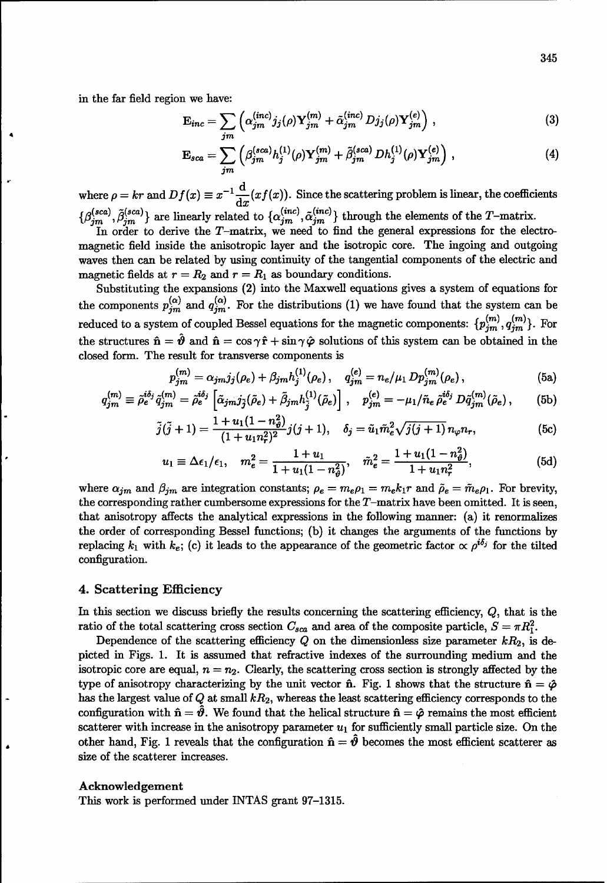in the far field region we have:

$$\mathbf{E}_{inc} = \sum_{jm} \left( \alpha_{jm}^{(inc)} j_j(\rho) \mathbf{Y}_{jm}^{(m)} + \tilde{\alpha}_{jm}^{(inc)} D j_j(\rho) \mathbf{Y}_{jm}^{(e)} \right), \tag{3}$$

$$\mathbf{E}_{sca} = \sum_{jm} \left( \beta_{jm}^{(sca)} h_j^{(1)}(\rho) \mathbf{Y}_{jm}^{(m)} + \tilde{\beta}_{jm}^{(sca)} D h_j^{(1)}(\rho) \mathbf{Y}_{jm}^{(e)} \right), \tag{4}$$

where $\rho = kr$ and $Df(x) \equiv x^{-1} \frac{\mathrm{d}}{\mathrm{d}x}(xf(x))$. Since the scattering problem is linear, the coefficients $\{\beta_{jm}^{(sca)}, \tilde{\beta}_{jm}^{(sca)}\}$ are linearly related to $\{\alpha_{jm}^{(inc)}, \tilde{\alpha}_{jm}^{(inc)}\}$ through the elements of the $T$-matrix.

In order to derive the $T$-matrix, we need to find the general expressions for the electromagnetic field inside the anisotropic layer and the isotropic core. The ingoing and outgoing waves then can be related by using continuity of the tangential components of the electric and magnetic fields at $r = R_2$ and $r = R_1$ as boundary conditions.

Substituting the expansions (2) into the Maxwell equations gives a system of equations for the components $p_{jm}^{(\alpha)}$ and $q_{jm}^{(\alpha)}$. For the distributions (1) we have found that the system can be reduced to a system of coupled Bessel equations for the magnetic components: $\{p_{jm}^{(m)}, q_{jm}^{(m)}\}$. For the structures $\hat{\mathbf{n}} = \hat{\boldsymbol{\vartheta}}$ and $\hat{\mathbf{n}} = \cos\gamma\,\hat{\mathbf{r}} + \sin\gamma\,\hat{\boldsymbol{\varphi}}$ solutions of this system can be obtained in the closed form. The result for transverse components is

$$p_{jm}^{(m)} = \alpha_{jm} j_j(\rho_e) + \beta_{jm} h_j^{(1)}(\rho_e), \quad q_{jm}^{(e)} = n_e/\mu_1\, D p_{jm}^{(m)}(\rho_e), \tag{5a}$$

$$q_{jm}^{(m)} \equiv \tilde{\rho}_e^{i\delta_j} \tilde{q}_{jm}^{(m)} = \tilde{\rho}_e^{i\delta_j} \left[ \tilde{\alpha}_{jm} j_{\tilde{j}}(\tilde{\rho}_e) + \tilde{\beta}_{jm} h_{\tilde{j}}^{(1)}(\tilde{\rho}_e) \right], \quad p_{jm}^{(e)} = -\mu_1/\tilde{n}_e\, \tilde{\rho}_e^{i\delta_j} D \tilde{q}_{jm}^{(m)}(\tilde{\rho}_e), \tag{5b}$$

$$\tilde{j}(\tilde{j}+1) = \frac{1 + u_1(1 - n_\vartheta^2)}{(1 + u_1 n_r^2)^2} j(j+1), \quad \delta_j = \tilde{u}_1 \tilde{m}_e^2 \sqrt{j(j+1)}\, n_\varphi n_r, \tag{5c}$$

$$u_1 \equiv \Delta\epsilon_1/\epsilon_1, \quad m_e^2 = \frac{1 + u_1}{1 + u_1(1 - n_\vartheta^2)}, \quad \tilde{m}_e^2 = \frac{1 + u_1(1 - n_\vartheta^2)}{1 + u_1 n_r^2}, \tag{5d}$$

where $\alpha_{jm}$ and $\beta_{jm}$ are integration constants; $\rho_e = m_e \rho_1 = m_e k_1 r$ and $\tilde{\rho}_e = \tilde{m}_e \rho_1$. For brevity, the corresponding rather cumbersome expressions for the $T$-matrix have been omitted. It is seen, that anisotropy affects the analytical expressions in the following manner: (a) it renormalizes the order of corresponding Bessel functions; (b) it changes the arguments of the functions by replacing $k_1$ with $k_e$; (c) it leads to the appearance of the geometric factor $\propto \rho^{i\delta_j}$ for the tilted configuration.

## 4. Scattering Efficiency

In this section we discuss briefly the results concerning the scattering efficiency, $Q$, that is the ratio of the total scattering cross section $C_{sca}$ and area of the composite particle, $S = \pi R_1^2$.

Dependence of the scattering efficiency $Q$ on the dimensionless size parameter $kR_2$, is depicted in Figs. 1. It is assumed that refractive indexes of the surrounding medium and the isotropic core are equal, $n = n_2$. Clearly, the scattering cross section is strongly affected by the type of anisotropy characterizing by the unit vector $\hat{\mathbf{n}}$. Fig. 1 shows that the structure $\hat{\mathbf{n}} = \hat{\boldsymbol{\varphi}}$ has the largest value of $Q$ at small $kR_2$, whereas the least scattering efficiency corresponds to the configuration with $\hat{\mathbf{n}} = \hat{\boldsymbol{\vartheta}}$. We found that the helical structure $\hat{\mathbf{n}} = \hat{\boldsymbol{\varphi}}$ remains the most efficient scatterer with increase in the anisotropy parameter $u_1$ for sufficiently small particle size. On the other hand, Fig. 1 reveals that the configuration $\hat{\mathbf{n}} = \hat{\boldsymbol{\vartheta}}$ becomes the most efficient scatterer as size of the scatterer increases.

### Acknowledgement

This work is performed under INTAS grant 97–1315.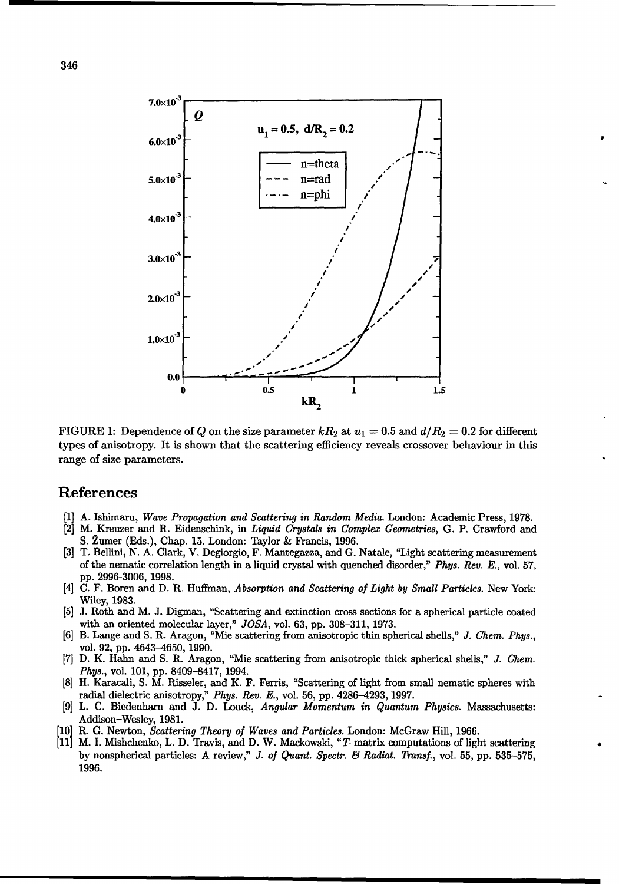Q

$u_1 = 0.5$, $d/R_2 = 0.2$

n=theta

n=rad

n=phi

7.0x10^-3

6.0x10^-3

5.0x10^-3

4.0x10^-3

3.0x10^-3

2.0x10^-3

1.0x10^-3

0.0

0

0.5

1

1.5

$kR_2$

FIGURE 1: Dependence of $Q$ on the size parameter $kR_2$ at $u_1 = 0.5$ and $d/R_2 = 0.2$ for different types of anisotropy. It is shown that the scattering efficiency reveals crossover behaviour in this range of size parameters.

## References

[1] A. Ishimaru, *Wave Propagation and Scattering in Random Media*. London: Academic Press, 1978.

[2] M. Kreuzer and R. Eidenschink, in *Liquid Crystals in Complex Geometries*, G. P. Crawford and S. Žumer (Eds.), Chap. 15. London: Taylor & Francis, 1996.

[3] T. Bellini, N. A. Clark, V. Degiorgio, F. Mantegazza, and G. Natale, "Light scattering measurement of the nematic correlation length in a liquid crystal with quenched disorder," *Phys. Rev. E.*, vol. 57, pp. 2996-3006, 1998.

[4] C. F. Boren and D. R. Huffman, *Absorption and Scattering of Light by Small Particles*. New York: Wiley, 1983.

[5] J. Roth and M. J. Digman, "Scattering and extinction cross sections for a spherical particle coated with an oriented molecular layer," *JOSA*, vol. 63, pp. 308–311, 1973.

[6] B. Lange and S. R. Aragon, "Mie scattering from anisotropic thin spherical shells," *J. Chem. Phys.*, vol. 92, pp. 4643–4650, 1990.

[7] D. K. Hahn and S. R. Aragon, "Mie scattering from anisotropic thick spherical shells," *J. Chem. Phys.*, vol. 101, pp. 8409–8417, 1994.

[8] H. Karacali, S. M. Risseler, and K. F. Ferris, "Scattering of light from small nematic spheres with radial dielectric anisotropy," *Phys. Rev. E.*, vol. 56, pp. 4286–4293, 1997.

[9] L. C. Biedenharn and J. D. Louck, *Angular Momentum in Quantum Physics*. Massachusetts: Addison–Wesley, 1981.

[10] R. G. Newton, *Scattering Theory of Waves and Particles*. London: McGraw Hill, 1966.

[11] M. I. Mishchenko, L. D. Travis, and D. W. Mackowski, "*T*-matrix computations of light scattering by nonspherical particles: A review," *J. of Quant. Spectr. & Radiat. Transf.*, vol. 55, pp. 535–575, 1996.